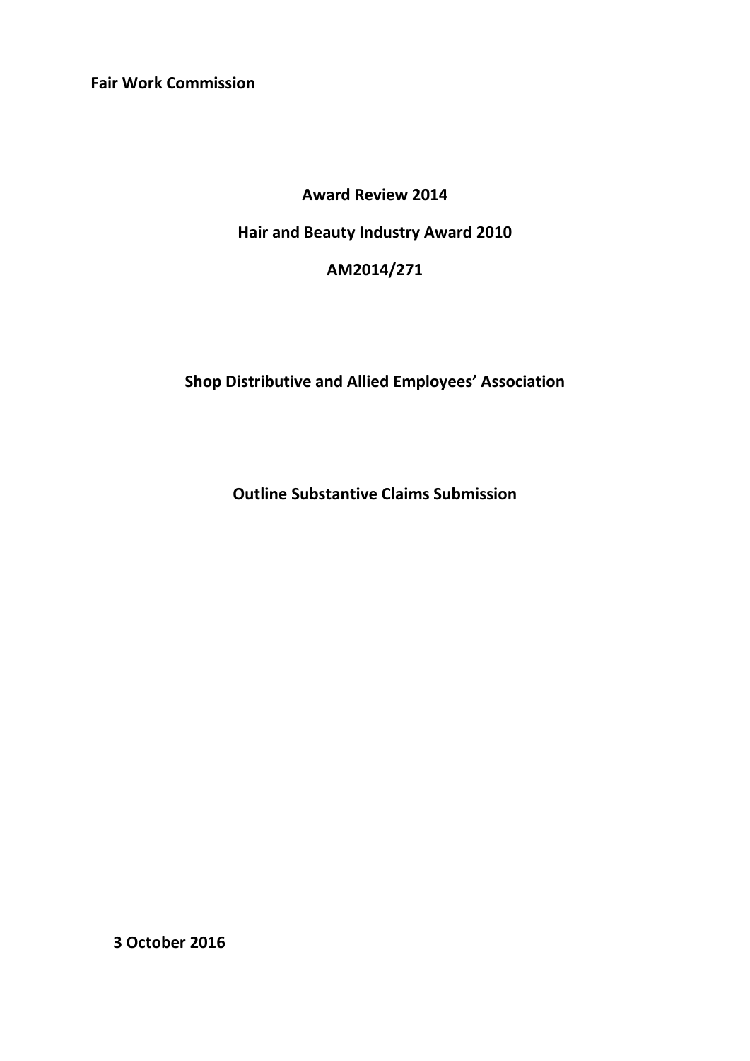**Fair Work Commission**

**Award Review 2014**

**Hair and Beauty Industry Award 2010**

**AM2014/271**

**Shop Distributive and Allied Employees' Association**

**Outline Substantive Claims Submission**

**3 October 2016**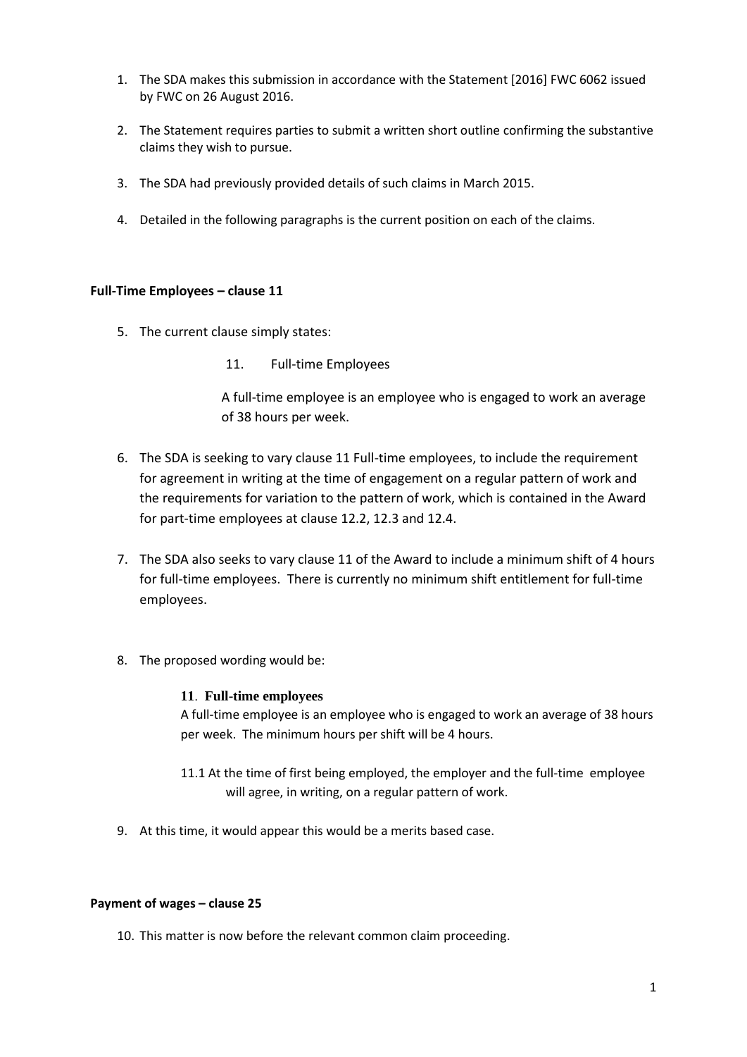1. The SDA makes this submission in accordance with the Statement [2016] FWC 6062 issued by FWC on 26 August 2016.

2. The Statement requires parties to submit a written short outline confirming the substantive claims they wish to pursue.

3. The SDA had previously provided details of such claims in March 2015.

4. Detailed in the following paragraphs is the current position on each of the claims.

**Full-Time Employees – clause 11**

5. The current clause simply states:

> 11. Full-time Employees
>
> A full-time employee is an employee who is engaged to work an average of 38 hours per week.

6. The SDA is seeking to vary clause 11 Full-time employees, to include the requirement for agreement in writing at the time of engagement on a regular pattern of work and the requirements for variation to the pattern of work, which is contained in the Award for part-time employees at clause 12.2, 12.3 and 12.4.

7. The SDA also seeks to vary clause 11 of the Award to include a minimum shift of 4 hours for full-time employees. There is currently no minimum shift entitlement for full-time employees.

8. The proposed wording would be:

> **11. Full-time employees**
>
> A full-time employee is an employee who is engaged to work an average of 38 hours per week. The minimum hours per shift will be 4 hours.
>
> 11.1 At the time of first being employed, the employer and the full-time employee will agree, in writing, on a regular pattern of work.

9. At this time, it would appear this would be a merits based case.

**Payment of wages – clause 25**

10. This matter is now before the relevant common claim proceeding.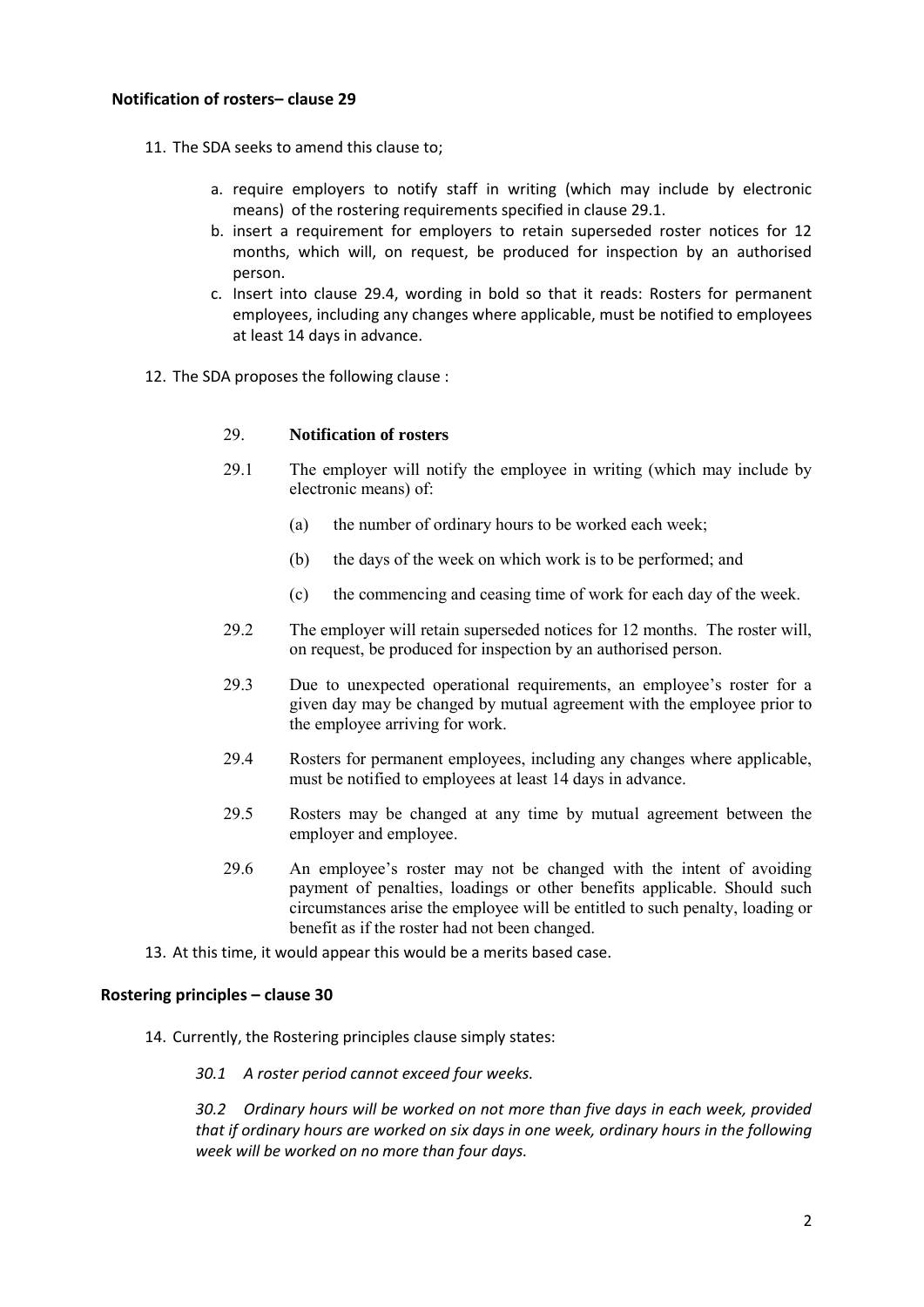### Notification of rosters– clause 29

11. The SDA seeks to amend this clause to;

    a. require employers to notify staff in writing (which may include by electronic means) of the rostering requirements specified in clause 29.1.
    b. insert a requirement for employers to retain superseded roster notices for 12 months, which will, on request, be produced for inspection by an authorised person.
    c. Insert into clause 29.4, wording in bold so that it reads: Rosters for permanent employees, including any changes where applicable, must be notified to employees at least 14 days in advance.

12. The SDA proposes the following clause :

    29. **Notification of rosters**

    29.1 The employer will notify the employee in writing (which may include by electronic means) of:

    (a) the number of ordinary hours to be worked each week;

    (b) the days of the week on which work is to be performed; and

    (c) the commencing and ceasing time of work for each day of the week.

    29.2 The employer will retain superseded notices for 12 months. The roster will, on request, be produced for inspection by an authorised person.

    29.3 Due to unexpected operational requirements, an employee's roster for a given day may be changed by mutual agreement with the employee prior to the employee arriving for work.

    29.4 Rosters for permanent employees, including any changes where applicable, must be notified to employees at least 14 days in advance.

    29.5 Rosters may be changed at any time by mutual agreement between the employer and employee.

    29.6 An employee's roster may not be changed with the intent of avoiding payment of penalties, loadings or other benefits applicable. Should such circumstances arise the employee will be entitled to such penalty, loading or benefit as if the roster had not been changed.

13. At this time, it would appear this would be a merits based case.

### Rostering principles – clause 30

14. Currently, the Rostering principles clause simply states:

    *30.1 A roster period cannot exceed four weeks.*

    *30.2 Ordinary hours will be worked on not more than five days in each week, provided that if ordinary hours are worked on six days in one week, ordinary hours in the following week will be worked on no more than four days.*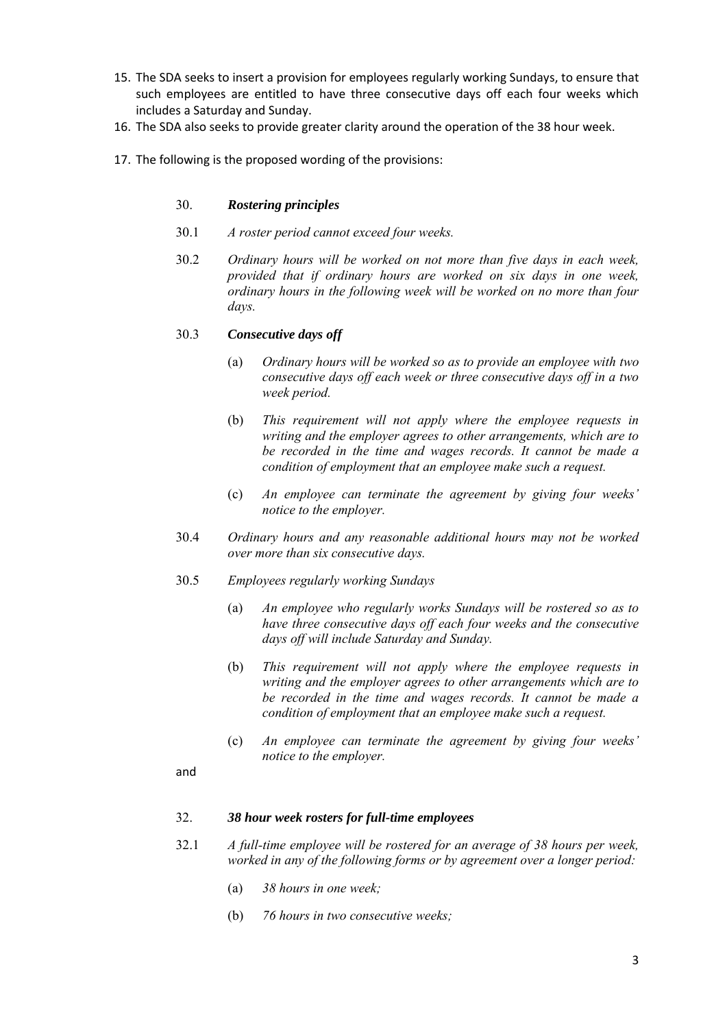15. The SDA seeks to insert a provision for employees regularly working Sundays, to ensure that such employees are entitled to have three consecutive days off each four weeks which includes a Saturday and Sunday.
16. The SDA also seeks to provide greater clarity around the operation of the 38 hour week.
17. The following is the proposed wording of the provisions:

> 30. ***Rostering principles***
>
> 30.1 *A roster period cannot exceed four weeks.*
>
> 30.2 *Ordinary hours will be worked on not more than five days in each week, provided that if ordinary hours are worked on six days in one week, ordinary hours in the following week will be worked on no more than four days.*
>
> 30.3 ***Consecutive days off***
>
> (a) *Ordinary hours will be worked so as to provide an employee with two consecutive days off each week or three consecutive days off in a two week period.*
>
> (b) *This requirement will not apply where the employee requests in writing and the employer agrees to other arrangements, which are to be recorded in the time and wages records. It cannot be made a condition of employment that an employee make such a request.*
>
> (c) *An employee can terminate the agreement by giving four weeks' notice to the employer.*
>
> 30.4 *Ordinary hours and any reasonable additional hours may not be worked over more than six consecutive days.*
>
> 30.5 *Employees regularly working Sundays*
>
> (a) *An employee who regularly works Sundays will be rostered so as to have three consecutive days off each four weeks and the consecutive days off will include Saturday and Sunday.*
>
> (b) *This requirement will not apply where the employee requests in writing and the employer agrees to other arrangements which are to be recorded in the time and wages records. It cannot be made a condition of employment that an employee make such a request.*
>
> (c) *An employee can terminate the agreement by giving four weeks' notice to the employer.*

and

> 32. ***38 hour week rosters for full-time employees***
>
> 32.1 *A full-time employee will be rostered for an average of 38 hours per week, worked in any of the following forms or by agreement over a longer period:*
>
> (a) *38 hours in one week;*
>
> (b) *76 hours in two consecutive weeks;*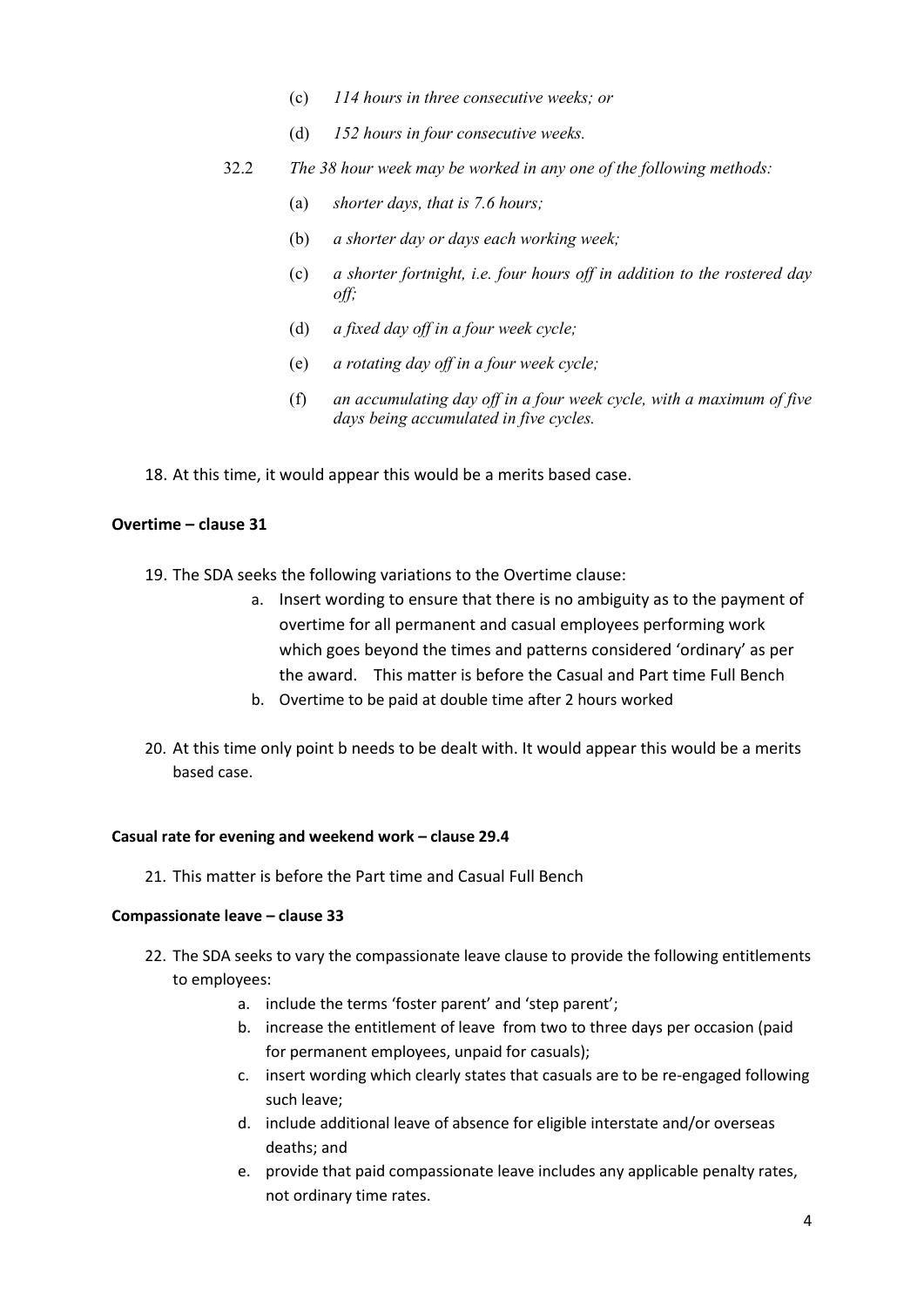(c) *114 hours in three consecutive weeks; or*

(d) *152 hours in four consecutive weeks.*

32.2 *The 38 hour week may be worked in any one of the following methods:*

(a) *shorter days, that is 7.6 hours;*

(b) *a shorter day or days each working week;*

(c) *a shorter fortnight, i.e. four hours off in addition to the rostered day off;*

(d) *a fixed day off in a four week cycle;*

(e) *a rotating day off in a four week cycle;*

(f) *an accumulating day off in a four week cycle, with a maximum of five days being accumulated in five cycles.*

18. At this time, it would appear this would be a merits based case.

**Overtime – clause 31**

19. The SDA seeks the following variations to the Overtime clause:
    a. Insert wording to ensure that there is no ambiguity as to the payment of overtime for all permanent and casual employees performing work which goes beyond the times and patterns considered 'ordinary' as per the award. This matter is before the Casual and Part time Full Bench
    b. Overtime to be paid at double time after 2 hours worked

20. At this time only point b needs to be dealt with. It would appear this would be a merits based case.

**Casual rate for evening and weekend work – clause 29.4**

21. This matter is before the Part time and Casual Full Bench

**Compassionate leave – clause 33**

22. The SDA seeks to vary the compassionate leave clause to provide the following entitlements to employees:
    a. include the terms 'foster parent' and 'step parent';
    b. increase the entitlement of leave from two to three days per occasion (paid for permanent employees, unpaid for casuals);
    c. insert wording which clearly states that casuals are to be re-engaged following such leave;
    d. include additional leave of absence for eligible interstate and/or overseas deaths; and
    e. provide that paid compassionate leave includes any applicable penalty rates, not ordinary time rates.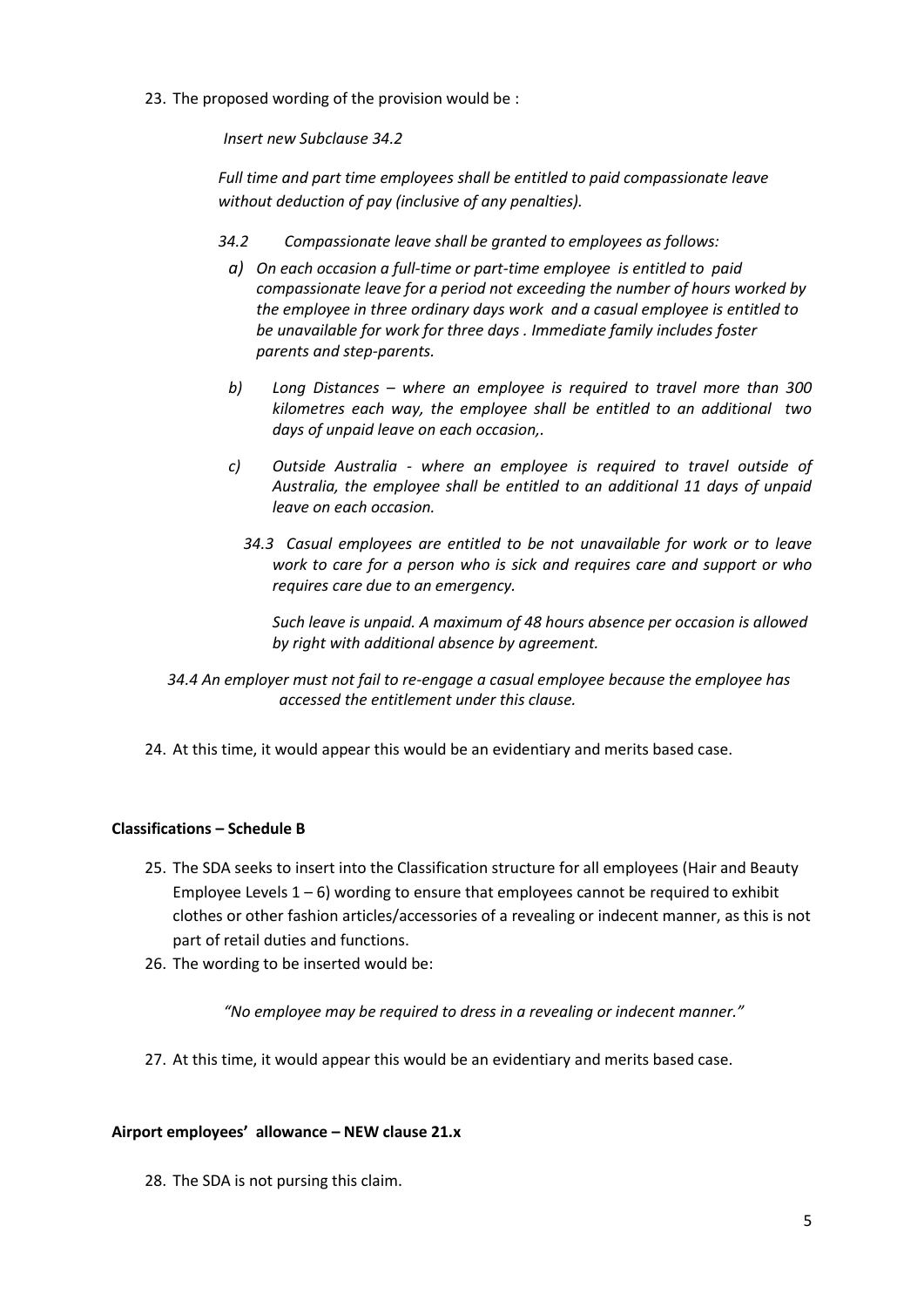23. The proposed wording of the provision would be :

    *Insert new Subclause 34.2*

    *Full time and part time employees shall be entitled to paid compassionate leave without deduction of pay (inclusive of any penalties).*

    *34.2 Compassionate leave shall be granted to employees as follows:*

    *a) On each occasion a full-time or part-time employee is entitled to paid compassionate leave for a period not exceeding the number of hours worked by the employee in three ordinary days work and a casual employee is entitled to be unavailable for work for three days . Immediate family includes foster parents and step-parents.*

    *b) Long Distances – where an employee is required to travel more than 300 kilometres each way, the employee shall be entitled to an additional two days of unpaid leave on each occasion,.*

    *c) Outside Australia - where an employee is required to travel outside of Australia, the employee shall be entitled to an additional 11 days of unpaid leave on each occasion.*

    *34.3 Casual employees are entitled to be not unavailable for work or to leave work to care for a person who is sick and requires care and support or who requires care due to an emergency.*

    *Such leave is unpaid. A maximum of 48 hours absence per occasion is allowed by right with additional absence by agreement.*

    *34.4 An employer must not fail to re-engage a casual employee because the employee has accessed the entitlement under this clause.*

24. At this time, it would appear this would be an evidentiary and merits based case.

**Classifications – Schedule B**

25. The SDA seeks to insert into the Classification structure for all employees (Hair and Beauty Employee Levels 1 – 6) wording to ensure that employees cannot be required to exhibit clothes or other fashion articles/accessories of a revealing or indecent manner, as this is not part of retail duties and functions.
26. The wording to be inserted would be:

    *"No employee may be required to dress in a revealing or indecent manner."*

27. At this time, it would appear this would be an evidentiary and merits based case.

**Airport employees' allowance – NEW clause 21.x**

28. The SDA is not pursing this claim.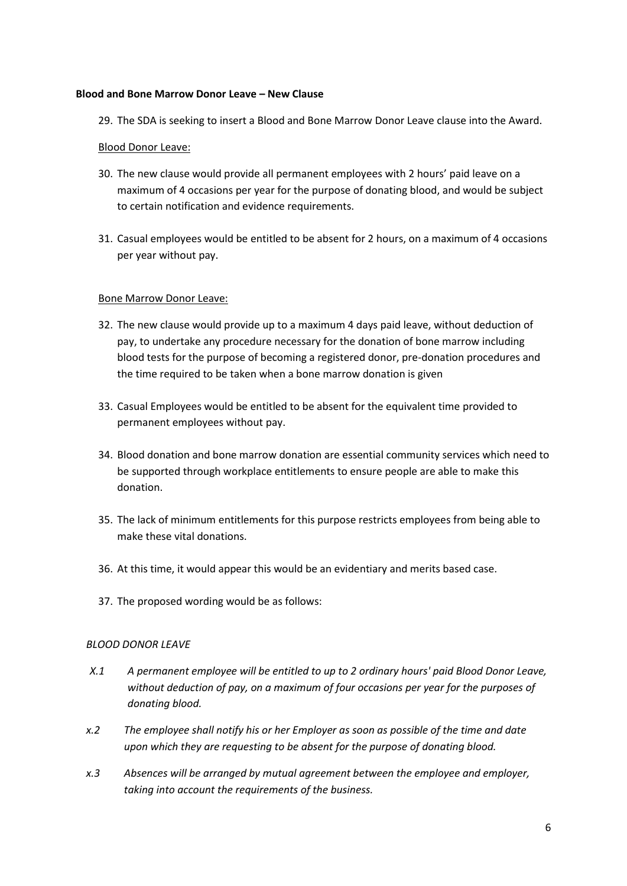**Blood and Bone Marrow Donor Leave – New Clause**

29. The SDA is seeking to insert a Blood and Bone Marrow Donor Leave clause into the Award.

<u>Blood Donor Leave:</u>

30. The new clause would provide all permanent employees with 2 hours' paid leave on a maximum of 4 occasions per year for the purpose of donating blood, and would be subject to certain notification and evidence requirements.

31. Casual employees would be entitled to be absent for 2 hours, on a maximum of 4 occasions per year without pay.

<u>Bone Marrow Donor Leave:</u>

32. The new clause would provide up to a maximum 4 days paid leave, without deduction of pay, to undertake any procedure necessary for the donation of bone marrow including blood tests for the purpose of becoming a registered donor, pre-donation procedures and the time required to be taken when a bone marrow donation is given

33. Casual Employees would be entitled to be absent for the equivalent time provided to permanent employees without pay.

34. Blood donation and bone marrow donation are essential community services which need to be supported through workplace entitlements to ensure people are able to make this donation.

35. The lack of minimum entitlements for this purpose restricts employees from being able to make these vital donations.

36. At this time, it would appear this would be an evidentiary and merits based case.

37. The proposed wording would be as follows:

*BLOOD DONOR LEAVE*

*X.1 A permanent employee will be entitled to up to 2 ordinary hours' paid Blood Donor Leave, without deduction of pay, on a maximum of four occasions per year for the purposes of donating blood.*

*x.2 The employee shall notify his or her Employer as soon as possible of the time and date upon which they are requesting to be absent for the purpose of donating blood.*

*x.3 Absences will be arranged by mutual agreement between the employee and employer, taking into account the requirements of the business.*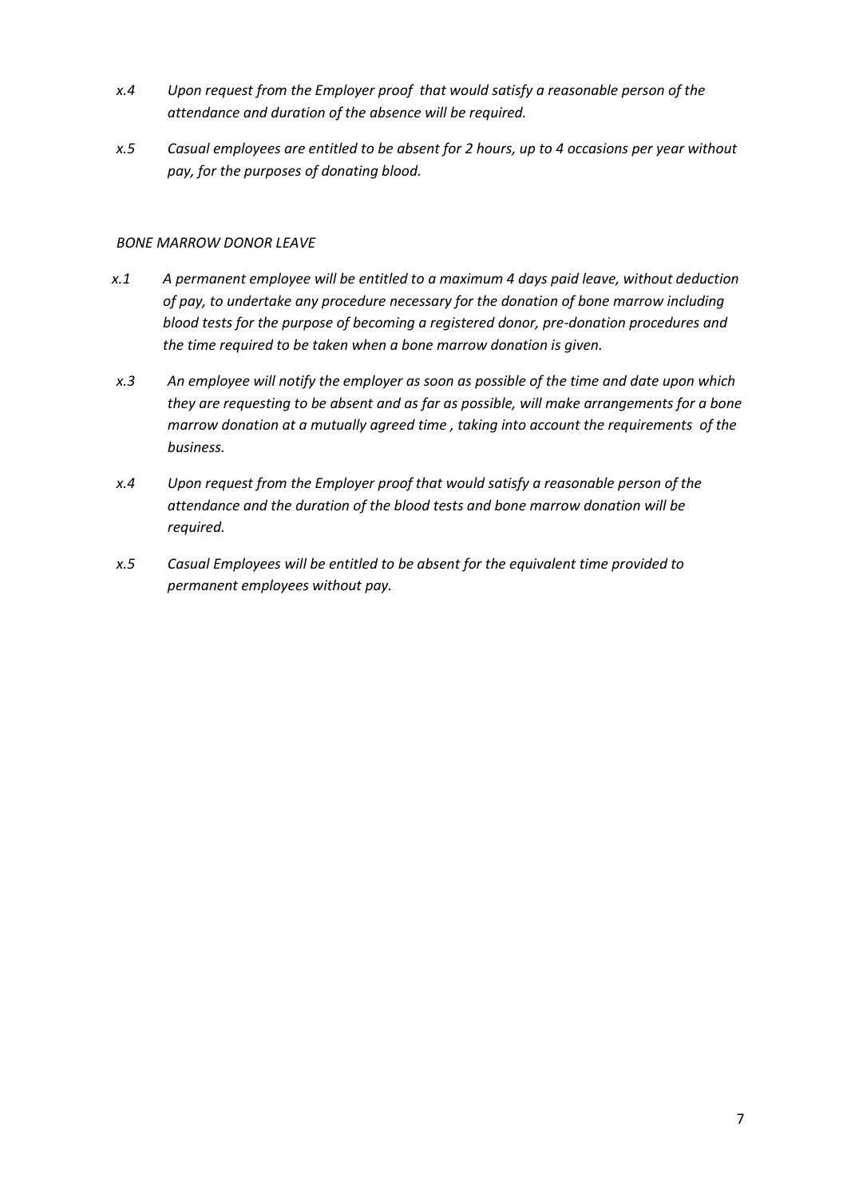*x.4 Upon request from the Employer proof that would satisfy a reasonable person of the attendance and duration of the absence will be required.*

*x.5 Casual employees are entitled to be absent for 2 hours, up to 4 occasions per year without pay, for the purposes of donating blood.*

*BONE MARROW DONOR LEAVE*

*x.1 A permanent employee will be entitled to a maximum 4 days paid leave, without deduction of pay, to undertake any procedure necessary for the donation of bone marrow including blood tests for the purpose of becoming a registered donor, pre-donation procedures and the time required to be taken when a bone marrow donation is given.*

*x.3 An employee will notify the employer as soon as possible of the time and date upon which they are requesting to be absent and as far as possible, will make arrangements for a bone marrow donation at a mutually agreed time , taking into account the requirements of the business.*

*x.4 Upon request from the Employer proof that would satisfy a reasonable person of the attendance and the duration of the blood tests and bone marrow donation will be required.*

*x.5 Casual Employees will be entitled to be absent for the equivalent time provided to permanent employees without pay.*